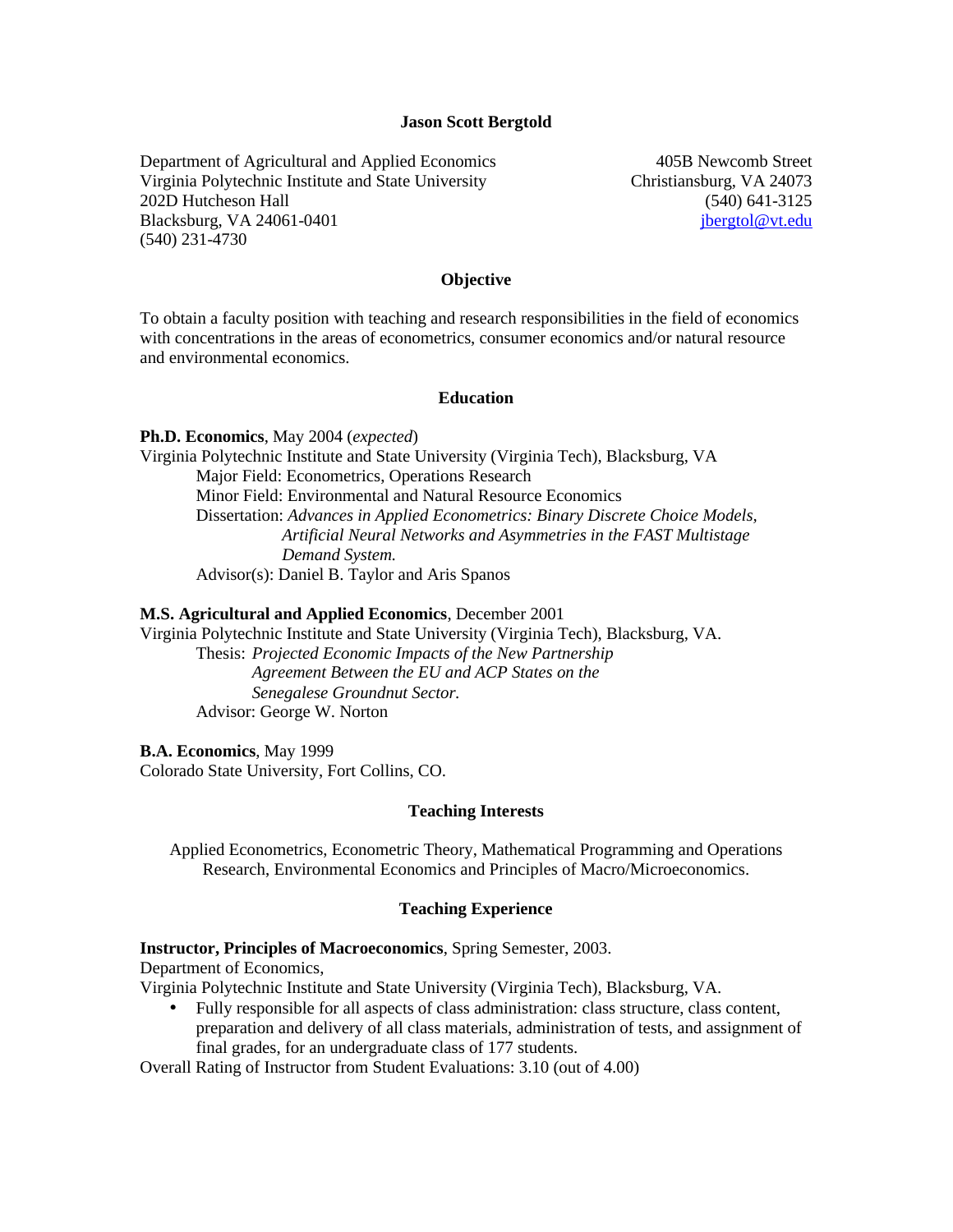# Jason Scott Bergtold

Department of Agricultural and Applied Economics
Virginia Polytechnic Institute and State University
202D Hutcheson Hall
Blacksburg, VA 24061-0401
(540) 231-4730

405B Newcomb Street
Christiansburg, VA 24073
(540) 641-3125
jbergtol@vt.edu

## Objective

To obtain a faculty position with teaching and research responsibilities in the field of economics with concentrations in the areas of econometrics, consumer economics and/or natural resource and environmental economics.

## Education

**Ph.D. Economics**, May 2004 (*expected*)
Virginia Polytechnic Institute and State University (Virginia Tech), Blacksburg, VA
- Major Field: Econometrics, Operations Research
- Minor Field: Environmental and Natural Resource Economics
- Dissertation: *Advances in Applied Econometrics: Binary Discrete Choice Models, Artificial Neural Networks and Asymmetries in the FAST Multistage Demand System.*
- Advisor(s): Daniel B. Taylor and Aris Spanos

**M.S. Agricultural and Applied Economics**, December 2001
Virginia Polytechnic Institute and State University (Virginia Tech), Blacksburg, VA.
- Thesis: *Projected Economic Impacts of the New Partnership Agreement Between the EU and ACP States on the Senegalese Groundnut Sector.*
- Advisor: George W. Norton

**B.A. Economics**, May 1999
Colorado State University, Fort Collins, CO.

## Teaching Interests

Applied Econometrics, Econometric Theory, Mathematical Programming and Operations Research, Environmental Economics and Principles of Macro/Microeconomics.

## Teaching Experience

**Instructor, Principles of Macroeconomics**, Spring Semester, 2003.
Department of Economics,
Virginia Polytechnic Institute and State University (Virginia Tech), Blacksburg, VA.
- Fully responsible for all aspects of class administration: class structure, class content, preparation and delivery of all class materials, administration of tests, and assignment of final grades, for an undergraduate class of 177 students.

Overall Rating of Instructor from Student Evaluations: 3.10 (out of 4.00)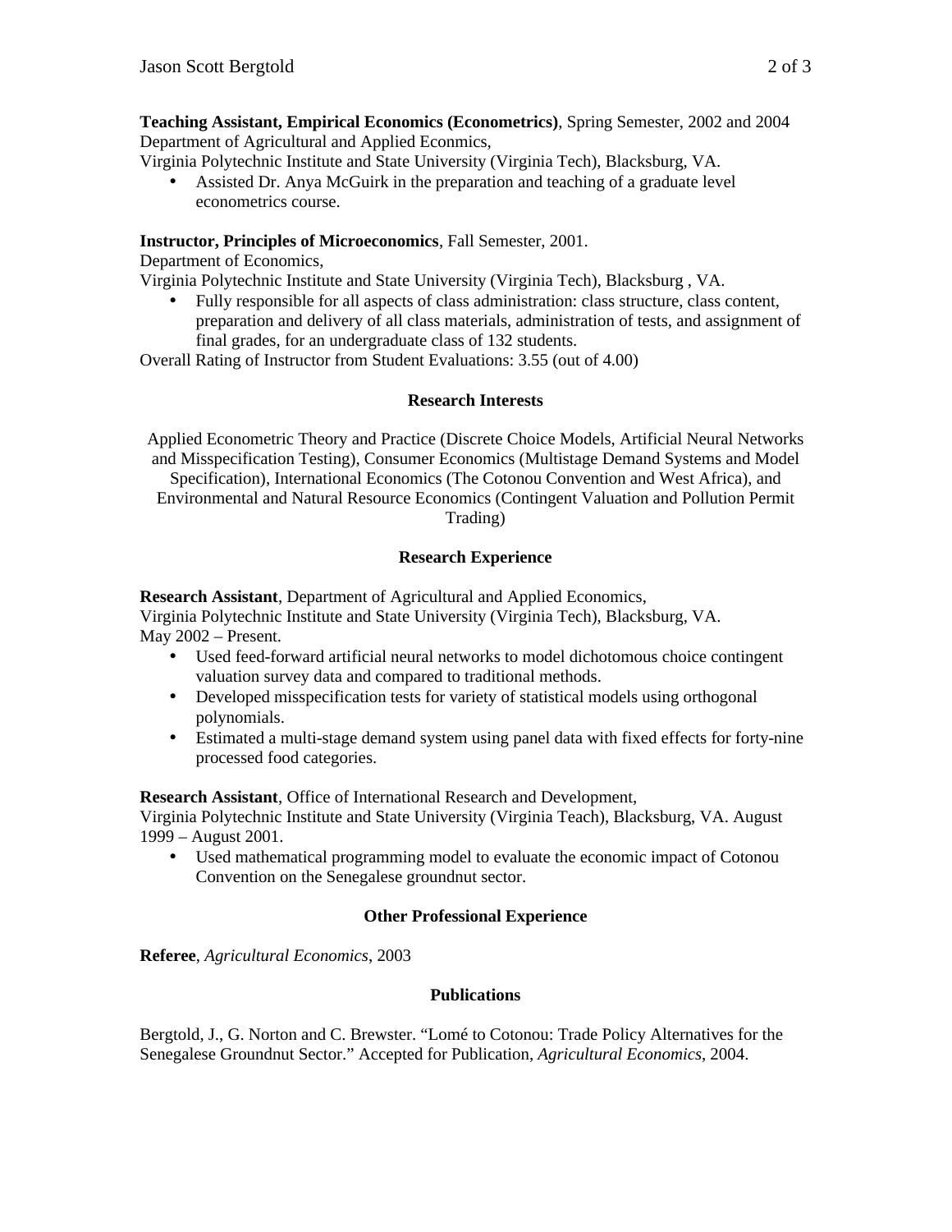**Teaching Assistant, Empirical Economics (Econometrics)**, Spring Semester, 2002 and 2004
Department of Agricultural and Applied Econmics,
Virginia Polytechnic Institute and State University (Virginia Tech), Blacksburg, VA.

- Assisted Dr. Anya McGuirk in the preparation and teaching of a graduate level econometrics course.

**Instructor, Principles of Microeconomics**, Fall Semester, 2001.
Department of Economics,
Virginia Polytechnic Institute and State University (Virginia Tech), Blacksburg , VA.

- Fully responsible for all aspects of class administration: class structure, class content, preparation and delivery of all class materials, administration of tests, and assignment of final grades, for an undergraduate class of 132 students.

Overall Rating of Instructor from Student Evaluations: 3.55 (out of 4.00)

## Research Interests

Applied Econometric Theory and Practice (Discrete Choice Models, Artificial Neural Networks and Misspecification Testing), Consumer Economics (Multistage Demand Systems and Model Specification), International Economics (The Cotonou Convention and West Africa), and Environmental and Natural Resource Economics (Contingent Valuation and Pollution Permit Trading)

## Research Experience

**Research Assistant**, Department of Agricultural and Applied Economics,
Virginia Polytechnic Institute and State University (Virginia Tech), Blacksburg, VA.
May 2002 – Present.

- Used feed-forward artificial neural networks to model dichotomous choice contingent valuation survey data and compared to traditional methods.
- Developed misspecification tests for variety of statistical models using orthogonal polynomials.
- Estimated a multi-stage demand system using panel data with fixed effects for forty-nine processed food categories.

**Research Assistant**, Office of International Research and Development,
Virginia Polytechnic Institute and State University (Virginia Teach), Blacksburg, VA. August 1999 – August 2001.

- Used mathematical programming model to evaluate the economic impact of Cotonou Convention on the Senegalese groundnut sector.

## Other Professional Experience

**Referee**, *Agricultural Economics*, 2003

## Publications

Bergtold, J., G. Norton and C. Brewster. "Lomé to Cotonou: Trade Policy Alternatives for the Senegalese Groundnut Sector." Accepted for Publication, *Agricultural Economics*, 2004.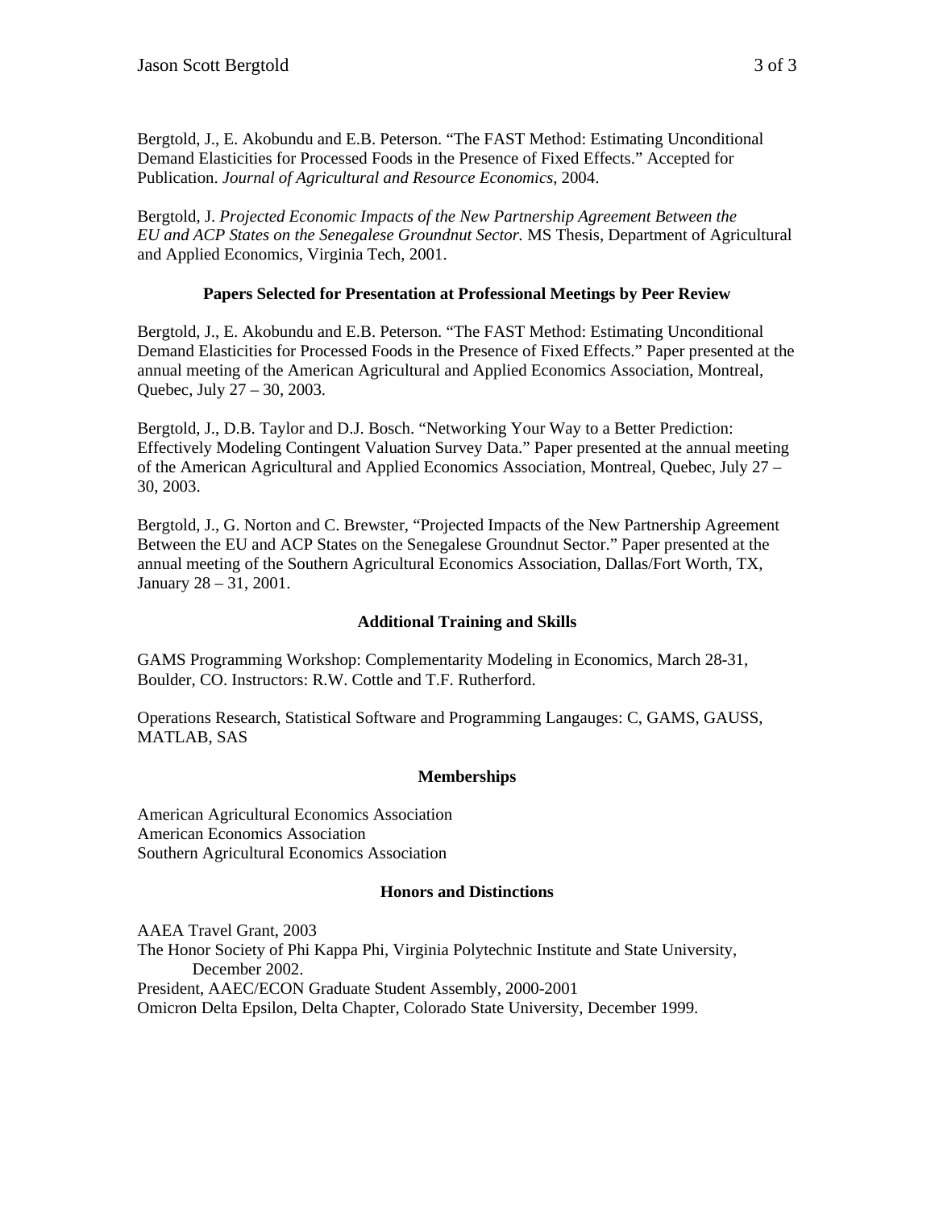Bergtold, J., E. Akobundu and E.B. Peterson. "The FAST Method: Estimating Unconditional Demand Elasticities for Processed Foods in the Presence of Fixed Effects." Accepted for Publication. *Journal of Agricultural and Resource Economics*, 2004.

Bergtold, J. *Projected Economic Impacts of the New Partnership Agreement Between the EU and ACP States on the Senegalese Groundnut Sector.* MS Thesis, Department of Agricultural and Applied Economics, Virginia Tech, 2001.

## Papers Selected for Presentation at Professional Meetings by Peer Review

Bergtold, J., E. Akobundu and E.B. Peterson. "The FAST Method: Estimating Unconditional Demand Elasticities for Processed Foods in the Presence of Fixed Effects." Paper presented at the annual meeting of the American Agricultural and Applied Economics Association, Montreal, Quebec, July 27 – 30, 2003.

Bergtold, J., D.B. Taylor and D.J. Bosch. "Networking Your Way to a Better Prediction: Effectively Modeling Contingent Valuation Survey Data." Paper presented at the annual meeting of the American Agricultural and Applied Economics Association, Montreal, Quebec, July 27 – 30, 2003.

Bergtold, J., G. Norton and C. Brewster, "Projected Impacts of the New Partnership Agreement Between the EU and ACP States on the Senegalese Groundnut Sector." Paper presented at the annual meeting of the Southern Agricultural Economics Association, Dallas/Fort Worth, TX, January 28 – 31, 2001.

## Additional Training and Skills

GAMS Programming Workshop: Complementarity Modeling in Economics, March 28-31, Boulder, CO. Instructors: R.W. Cottle and T.F. Rutherford.

Operations Research, Statistical Software and Programming Langauges: C, GAMS, GAUSS, MATLAB, SAS

## Memberships

American Agricultural Economics Association
American Economics Association
Southern Agricultural Economics Association

## Honors and Distinctions

AAEA Travel Grant, 2003
The Honor Society of Phi Kappa Phi, Virginia Polytechnic Institute and State University, December 2002.
President, AAEC/ECON Graduate Student Assembly, 2000-2001
Omicron Delta Epsilon, Delta Chapter, Colorado State University, December 1999.